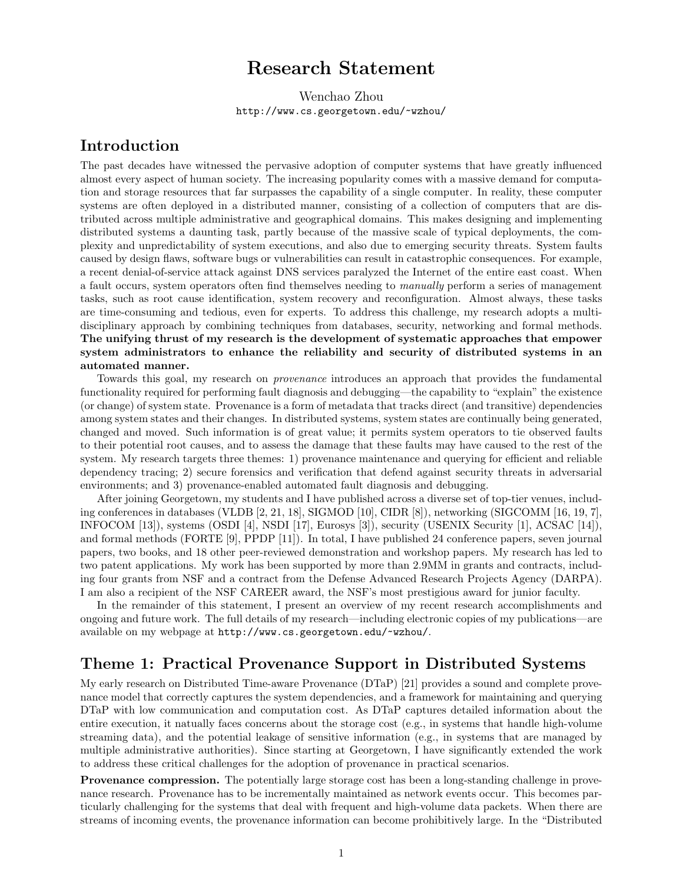# Research Statement

Wenchao Zhou
http://www.cs.georgetown.edu/~wzhou/

## Introduction

The past decades have witnessed the pervasive adoption of computer systems that have greatly influenced almost every aspect of human society. The increasing popularity comes with a massive demand for computation and storage resources that far surpasses the capability of a single computer. In reality, these computer systems are often deployed in a distributed manner, consisting of a collection of computers that are distributed across multiple administrative and geographical domains. This makes designing and implementing distributed systems a daunting task, partly because of the massive scale of typical deployments, the complexity and unpredictability of system executions, and also due to emerging security threats. System faults caused by design flaws, software bugs or vulnerabilities can result in catastrophic consequences. For example, a recent denial-of-service attack against DNS services paralyzed the Internet of the entire east coast. When a fault occurs, system operators often find themselves needing to *manually* perform a series of management tasks, such as root cause identification, system recovery and reconfiguration. Almost always, these tasks are time-consuming and tedious, even for experts. To address this challenge, my research adopts a multi-disciplinary approach by combining techniques from databases, security, networking and formal methods. **The unifying thrust of my research is the development of systematic approaches that empower system administrators to enhance the reliability and security of distributed systems in an automated manner.**

Towards this goal, my research on *provenance* introduces an approach that provides the fundamental functionality required for performing fault diagnosis and debugging—the capability to "explain" the existence (or change) of system state. Provenance is a form of metadata that tracks direct (and transitive) dependencies among system states and their changes. In distributed systems, system states are continually being generated, changed and moved. Such information is of great value; it permits system operators to tie observed faults to their potential root causes, and to assess the damage that these faults may have caused to the rest of the system. My research targets three themes: 1) provenance maintenance and querying for efficient and reliable dependency tracing; 2) secure forensics and verification that defend against security threats in adversarial environments; and 3) provenance-enabled automated fault diagnosis and debugging.

After joining Georgetown, my students and I have published across a diverse set of top-tier venues, including conferences in databases (VLDB [2, 21, 18], SIGMOD [10], CIDR [8]), networking (SIGCOMM [16, 19, 7], INFOCOM [13]), systems (OSDI [4], NSDI [17], Eurosys [3]), security (USENIX Security [1], ACSAC [14]), and formal methods (FORTE [9], PPDP [11]). In total, I have published 24 conference papers, seven journal papers, two books, and 18 other peer-reviewed demonstration and workshop papers. My research has led to two patent applications. My work has been supported by more than 2.9MM in grants and contracts, including four grants from NSF and a contract from the Defense Advanced Research Projects Agency (DARPA). I am also a recipient of the NSF CAREER award, the NSF's most prestigious award for junior faculty.

In the remainder of this statement, I present an overview of my recent research accomplishments and ongoing and future work. The full details of my research—including electronic copies of my publications—are available on my webpage at http://www.cs.georgetown.edu/~wzhou/.

## Theme 1: Practical Provenance Support in Distributed Systems

My early research on Distributed Time-aware Provenance (DTaP) [21] provides a sound and complete provenance model that correctly captures the system dependencies, and a framework for maintaining and querying DTaP with low communication and computation cost. As DTaP captures detailed information about the entire execution, it natually faces concerns about the storage cost (e.g., in systems that handle high-volume streaming data), and the potential leakage of sensitive information (e.g., in systems that are managed by multiple administrative authorities). Since starting at Georgetown, I have significantly extended the work to address these critical challenges for the adoption of provenance in practical scenarios.

**Provenance compression.** The potentially large storage cost has been a long-standing challenge in provenance research. Provenance has to be incrementally maintained as network events occur. This becomes particularly challenging for the systems that deal with frequent and high-volume data packets. When there are streams of incoming events, the provenance information can become prohibitively large. In the "Distributed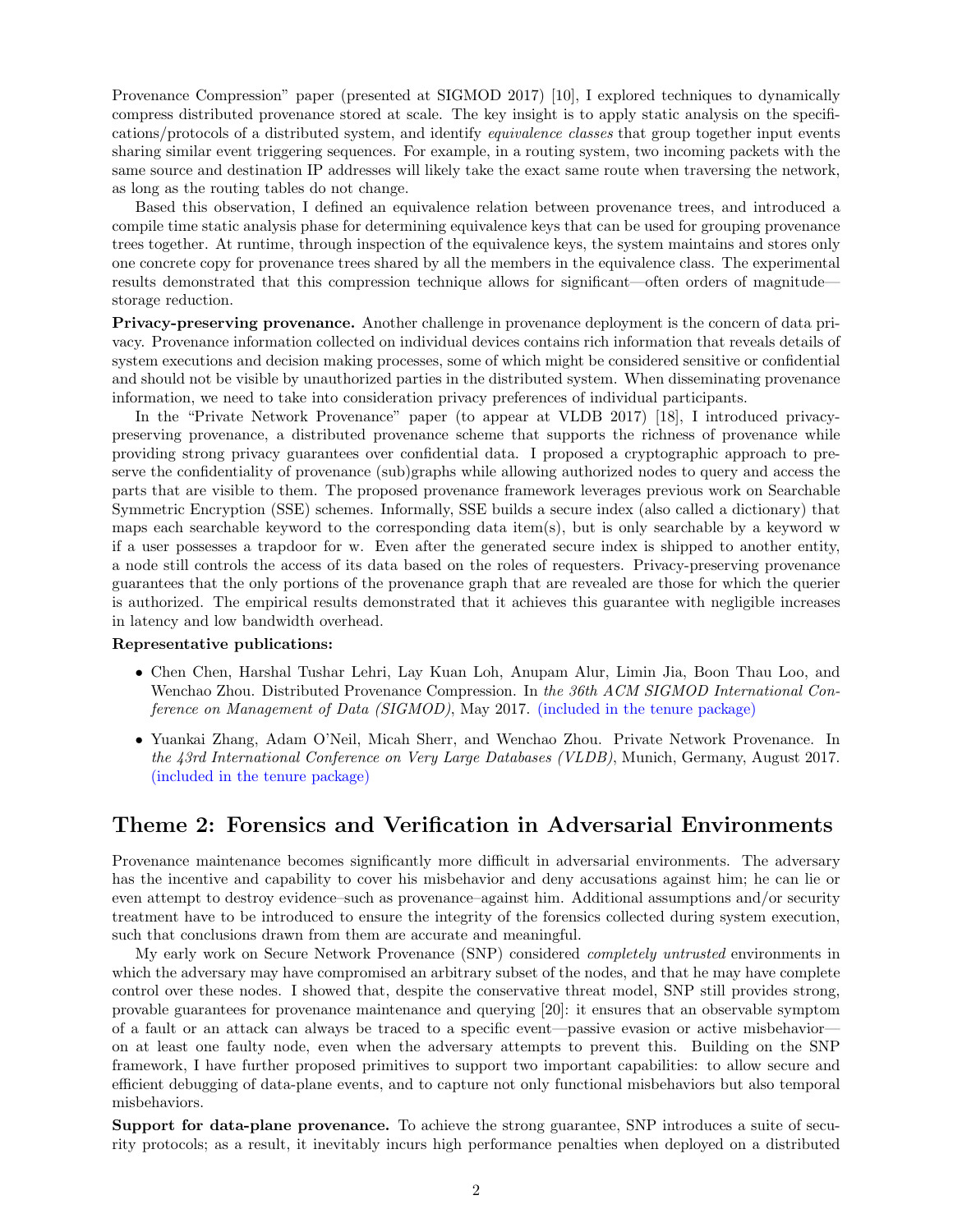Provenance Compression" paper (presented at SIGMOD 2017) [10], I explored techniques to dynamically compress distributed provenance stored at scale. The key insight is to apply static analysis on the specifications/protocols of a distributed system, and identify *equivalence classes* that group together input events sharing similar event triggering sequences. For example, in a routing system, two incoming packets with the same source and destination IP addresses will likely take the exact same route when traversing the network, as long as the routing tables do not change.

Based this observation, I defined an equivalence relation between provenance trees, and introduced a compile time static analysis phase for determining equivalence keys that can be used for grouping provenance trees together. At runtime, through inspection of the equivalence keys, the system maintains and stores only one concrete copy for provenance trees shared by all the members in the equivalence class. The experimental results demonstrated that this compression technique allows for significant—often orders of magnitude—storage reduction.

**Privacy-preserving provenance.** Another challenge in provenance deployment is the concern of data privacy. Provenance information collected on individual devices contains rich information that reveals details of system executions and decision making processes, some of which might be considered sensitive or confidential and should not be visible by unauthorized parties in the distributed system. When disseminating provenance information, we need to take into consideration privacy preferences of individual participants.

In the "Private Network Provenance" paper (to appear at VLDB 2017) [18], I introduced privacy-preserving provenance, a distributed provenance scheme that supports the richness of provenance while providing strong privacy guarantees over confidential data. I proposed a cryptographic approach to preserve the confidentiality of provenance (sub)graphs while allowing authorized nodes to query and access the parts that are visible to them. The proposed provenance framework leverages previous work on Searchable Symmetric Encryption (SSE) schemes. Informally, SSE builds a secure index (also called a dictionary) that maps each searchable keyword to the corresponding data item(s), but is only searchable by a keyword w if a user possesses a trapdoor for w. Even after the generated secure index is shipped to another entity, a node still controls the access of its data based on the roles of requesters. Privacy-preserving provenance guarantees that the only portions of the provenance graph that are revealed are those for which the querier is authorized. The empirical results demonstrated that it achieves this guarantee with negligible increases in latency and low bandwidth overhead.

**Representative publications:**

- Chen Chen, Harshal Tushar Lehri, Lay Kuan Loh, Anupam Alur, Limin Jia, Boon Thau Loo, and Wenchao Zhou. Distributed Provenance Compression. In *the 36th ACM SIGMOD International Conference on Management of Data (SIGMOD)*, May 2017. (included in the tenure package)
- Yuankai Zhang, Adam O'Neil, Micah Sherr, and Wenchao Zhou. Private Network Provenance. In *the 43rd International Conference on Very Large Databases (VLDB)*, Munich, Germany, August 2017. (included in the tenure package)

## Theme 2: Forensics and Verification in Adversarial Environments

Provenance maintenance becomes significantly more difficult in adversarial environments. The adversary has the incentive and capability to cover his misbehavior and deny accusations against him; he can lie or even attempt to destroy evidence–such as provenance–against him. Additional assumptions and/or security treatment have to be introduced to ensure the integrity of the forensics collected during system execution, such that conclusions drawn from them are accurate and meaningful.

My early work on Secure Network Provenance (SNP) considered *completely untrusted* environments in which the adversary may have compromised an arbitrary subset of the nodes, and that he may have complete control over these nodes. I showed that, despite the conservative threat model, SNP still provides strong, provable guarantees for provenance maintenance and querying [20]: it ensures that an observable symptom of a fault or an attack can always be traced to a specific event—passive evasion or active misbehavior—on at least one faulty node, even when the adversary attempts to prevent this. Building on the SNP framework, I have further proposed primitives to support two important capabilities: to allow secure and efficient debugging of data-plane events, and to capture not only functional misbehaviors but also temporal misbehaviors.

**Support for data-plane provenance.** To achieve the strong guarantee, SNP introduces a suite of security protocols; as a result, it inevitably incurs high performance penalties when deployed on a distributed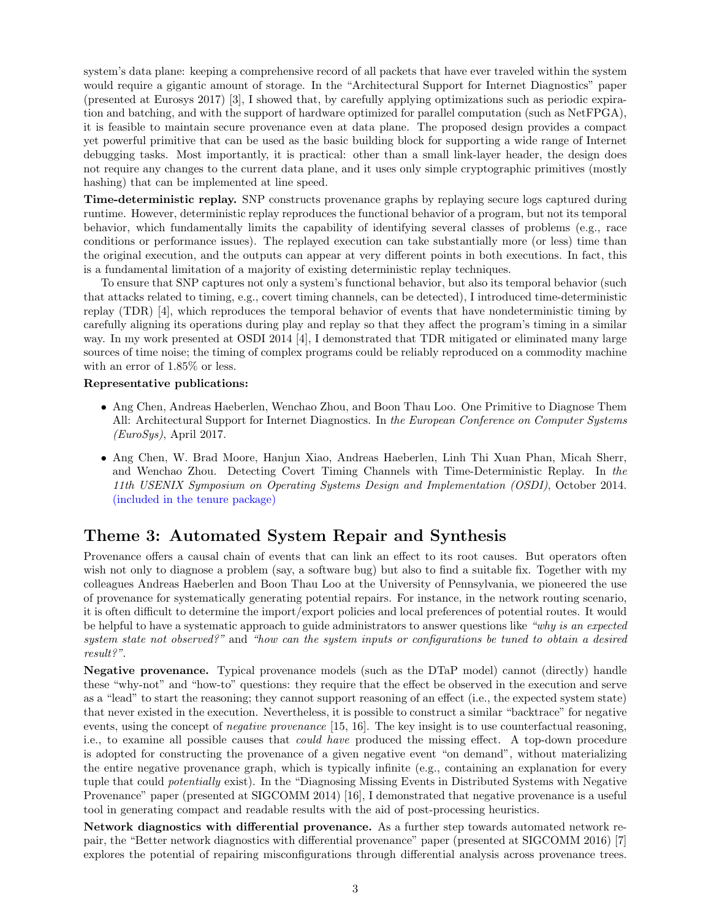system's data plane: keeping a comprehensive record of all packets that have ever traveled within the system would require a gigantic amount of storage. In the "Architectural Support for Internet Diagnostics" paper (presented at Eurosys 2017) [3], I showed that, by carefully applying optimizations such as periodic expiration and batching, and with the support of hardware optimized for parallel computation (such as NetFPGA), it is feasible to maintain secure provenance even at data plane. The proposed design provides a compact yet powerful primitive that can be used as the basic building block for supporting a wide range of Internet debugging tasks. Most importantly, it is practical: other than a small link-layer header, the design does not require any changes to the current data plane, and it uses only simple cryptographic primitives (mostly hashing) that can be implemented at line speed.

**Time-deterministic replay.** SNP constructs provenance graphs by replaying secure logs captured during runtime. However, deterministic replay reproduces the functional behavior of a program, but not its temporal behavior, which fundamentally limits the capability of identifying several classes of problems (e.g., race conditions or performance issues). The replayed execution can take substantially more (or less) time than the original execution, and the outputs can appear at very different points in both executions. In fact, this is a fundamental limitation of a majority of existing deterministic replay techniques.

To ensure that SNP captures not only a system's functional behavior, but also its temporal behavior (such that attacks related to timing, e.g., covert timing channels, can be detected), I introduced time-deterministic replay (TDR) [4], which reproduces the temporal behavior of events that have nondeterministic timing by carefully aligning its operations during play and replay so that they affect the program's timing in a similar way. In my work presented at OSDI 2014 [4], I demonstrated that TDR mitigated or eliminated many large sources of time noise; the timing of complex programs could be reliably reproduced on a commodity machine with an error of 1.85% or less.

**Representative publications:**

- Ang Chen, Andreas Haeberlen, Wenchao Zhou, and Boon Thau Loo. One Primitive to Diagnose Them All: Architectural Support for Internet Diagnostics. In *the European Conference on Computer Systems (EuroSys)*, April 2017.
- Ang Chen, W. Brad Moore, Hanjun Xiao, Andreas Haeberlen, Linh Thi Xuan Phan, Micah Sherr, and Wenchao Zhou. Detecting Covert Timing Channels with Time-Deterministic Replay. In *the 11th USENIX Symposium on Operating Systems Design and Implementation (OSDI)*, October 2014. (included in the tenure package)

## Theme 3: Automated System Repair and Synthesis

Provenance offers a causal chain of events that can link an effect to its root causes. But operators often wish not only to diagnose a problem (say, a software bug) but also to find a suitable fix. Together with my colleagues Andreas Haeberlen and Boon Thau Loo at the University of Pennsylvania, we pioneered the use of provenance for systematically generating potential repairs. For instance, in the network routing scenario, it is often difficult to determine the import/export policies and local preferences of potential routes. It would be helpful to have a systematic approach to guide administrators to answer questions like *"why is an expected system state not observed?"* and *"how can the system inputs or configurations be tuned to obtain a desired result?"*.

**Negative provenance.** Typical provenance models (such as the DTaP model) cannot (directly) handle these "why-not" and "how-to" questions: they require that the effect be observed in the execution and serve as a "lead" to start the reasoning; they cannot support reasoning of an effect (i.e., the expected system state) that never existed in the execution. Nevertheless, it is possible to construct a similar "backtrace" for negative events, using the concept of *negative provenance* [15, 16]. The key insight is to use counterfactual reasoning, i.e., to examine all possible causes that *could have* produced the missing effect. A top-down procedure is adopted for constructing the provenance of a given negative event "on demand", without materializing the entire negative provenance graph, which is typically infinite (e.g., containing an explanation for every tuple that could *potentially* exist). In the "Diagnosing Missing Events in Distributed Systems with Negative Provenance" paper (presented at SIGCOMM 2014) [16], I demonstrated that negative provenance is a useful tool in generating compact and readable results with the aid of post-processing heuristics.

**Network diagnostics with differential provenance.** As a further step towards automated network repair, the "Better network diagnostics with differential provenance" paper (presented at SIGCOMM 2016) [7] explores the potential of repairing misconfigurations through differential analysis across provenance trees.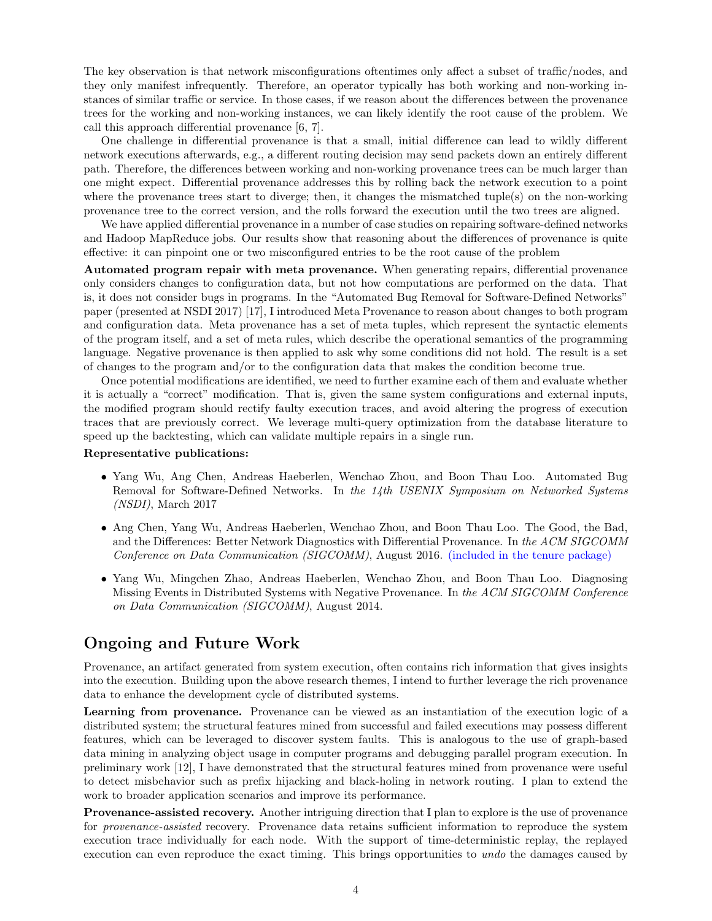The key observation is that network misconfigurations oftentimes only affect a subset of traffic/nodes, and they only manifest infrequently. Therefore, an operator typically has both working and non-working instances of similar traffic or service. In those cases, if we reason about the differences between the provenance trees for the working and non-working instances, we can likely identify the root cause of the problem. We call this approach differential provenance [6, 7].

One challenge in differential provenance is that a small, initial difference can lead to wildly different network executions afterwards, e.g., a different routing decision may send packets down an entirely different path. Therefore, the differences between working and non-working provenance trees can be much larger than one might expect. Differential provenance addresses this by rolling back the network execution to a point where the provenance trees start to diverge; then, it changes the mismatched tuple(s) on the non-working provenance tree to the correct version, and the rolls forward the execution until the two trees are aligned.

We have applied differential provenance in a number of case studies on repairing software-defined networks and Hadoop MapReduce jobs. Our results show that reasoning about the differences of provenance is quite effective: it can pinpoint one or two misconfigured entries to be the root cause of the problem

**Automated program repair with meta provenance.** When generating repairs, differential provenance only considers changes to configuration data, but not how computations are performed on the data. That is, it does not consider bugs in programs. In the "Automated Bug Removal for Software-Defined Networks" paper (presented at NSDI 2017) [17], I introduced Meta Provenance to reason about changes to both program and configuration data. Meta provenance has a set of meta tuples, which represent the syntactic elements of the program itself, and a set of meta rules, which describe the operational semantics of the programming language. Negative provenance is then applied to ask why some conditions did not hold. The result is a set of changes to the program and/or to the configuration data that makes the condition become true.

Once potential modifications are identified, we need to further examine each of them and evaluate whether it is actually a "correct" modification. That is, given the same system configurations and external inputs, the modified program should rectify faulty execution traces, and avoid altering the progress of execution traces that are previously correct. We leverage multi-query optimization from the database literature to speed up the backtesting, which can validate multiple repairs in a single run.

**Representative publications:**

- Yang Wu, Ang Chen, Andreas Haeberlen, Wenchao Zhou, and Boon Thau Loo. Automated Bug Removal for Software-Defined Networks. In *the 14th USENIX Symposium on Networked Systems (NSDI)*, March 2017
- Ang Chen, Yang Wu, Andreas Haeberlen, Wenchao Zhou, and Boon Thau Loo. The Good, the Bad, and the Differences: Better Network Diagnostics with Differential Provenance. In *the ACM SIGCOMM Conference on Data Communication (SIGCOMM)*, August 2016. (included in the tenure package)
- Yang Wu, Mingchen Zhao, Andreas Haeberlen, Wenchao Zhou, and Boon Thau Loo. Diagnosing Missing Events in Distributed Systems with Negative Provenance. In *the ACM SIGCOMM Conference on Data Communication (SIGCOMM)*, August 2014.

## Ongoing and Future Work

Provenance, an artifact generated from system execution, often contains rich information that gives insights into the execution. Building upon the above research themes, I intend to further leverage the rich provenance data to enhance the development cycle of distributed systems.

**Learning from provenance.** Provenance can be viewed as an instantiation of the execution logic of a distributed system; the structural features mined from successful and failed executions may possess different features, which can be leveraged to discover system faults. This is analogous to the use of graph-based data mining in analyzing object usage in computer programs and debugging parallel program execution. In preliminary work [12], I have demonstrated that the structural features mined from provenance were useful to detect misbehavior such as prefix hijacking and black-holing in network routing. I plan to extend the work to broader application scenarios and improve its performance.

**Provenance-assisted recovery.** Another intriguing direction that I plan to explore is the use of provenance for *provenance-assisted* recovery. Provenance data retains sufficient information to reproduce the system execution trace individually for each node. With the support of time-deterministic replay, the replayed execution can even reproduce the exact timing. This brings opportunities to *undo* the damages caused by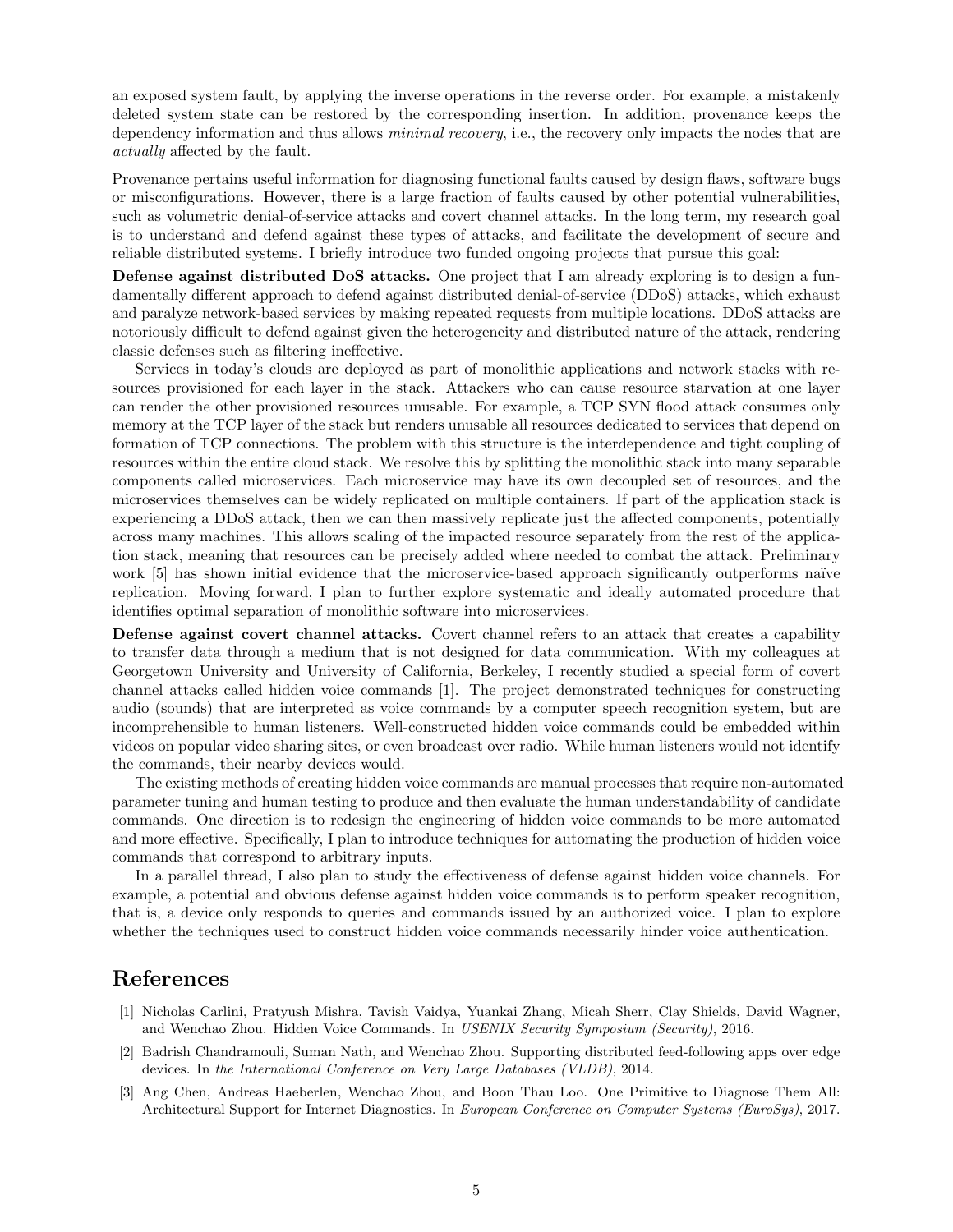an exposed system fault, by applying the inverse operations in the reverse order. For example, a mistakenly deleted system state can be restored by the corresponding insertion. In addition, provenance keeps the dependency information and thus allows *minimal recovery*, i.e., the recovery only impacts the nodes that are *actually* affected by the fault.

Provenance pertains useful information for diagnosing functional faults caused by design flaws, software bugs or misconfigurations. However, there is a large fraction of faults caused by other potential vulnerabilities, such as volumetric denial-of-service attacks and covert channel attacks. In the long term, my research goal is to understand and defend against these types of attacks, and facilitate the development of secure and reliable distributed systems. I briefly introduce two funded ongoing projects that pursue this goal:

**Defense against distributed DoS attacks.** One project that I am already exploring is to design a fundamentally different approach to defend against distributed denial-of-service (DDoS) attacks, which exhaust and paralyze network-based services by making repeated requests from multiple locations. DDoS attacks are notoriously difficult to defend against given the heterogeneity and distributed nature of the attack, rendering classic defenses such as filtering ineffective.

Services in today's clouds are deployed as part of monolithic applications and network stacks with resources provisioned for each layer in the stack. Attackers who can cause resource starvation at one layer can render the other provisioned resources unusable. For example, a TCP SYN flood attack consumes only memory at the TCP layer of the stack but renders unusable all resources dedicated to services that depend on formation of TCP connections. The problem with this structure is the interdependence and tight coupling of resources within the entire cloud stack. We resolve this by splitting the monolithic stack into many separable components called microservices. Each microservice may have its own decoupled set of resources, and the microservices themselves can be widely replicated on multiple containers. If part of the application stack is experiencing a DDoS attack, then we can then massively replicate just the affected components, potentially across many machines. This allows scaling of the impacted resource separately from the rest of the application stack, meaning that resources can be precisely added where needed to combat the attack. Preliminary work [5] has shown initial evidence that the microservice-based approach significantly outperforms naïve replication. Moving forward, I plan to further explore systematic and ideally automated procedure that identifies optimal separation of monolithic software into microservices.

**Defense against covert channel attacks.** Covert channel refers to an attack that creates a capability to transfer data through a medium that is not designed for data communication. With my colleagues at Georgetown University and University of California, Berkeley, I recently studied a special form of covert channel attacks called hidden voice commands [1]. The project demonstrated techniques for constructing audio (sounds) that are interpreted as voice commands by a computer speech recognition system, but are incomprehensible to human listeners. Well-constructed hidden voice commands could be embedded within videos on popular video sharing sites, or even broadcast over radio. While human listeners would not identify the commands, their nearby devices would.

The existing methods of creating hidden voice commands are manual processes that require non-automated parameter tuning and human testing to produce and then evaluate the human understandability of candidate commands. One direction is to redesign the engineering of hidden voice commands to be more automated and more effective. Specifically, I plan to introduce techniques for automating the production of hidden voice commands that correspond to arbitrary inputs.

In a parallel thread, I also plan to study the effectiveness of defense against hidden voice channels. For example, a potential and obvious defense against hidden voice commands is to perform speaker recognition, that is, a device only responds to queries and commands issued by an authorized voice. I plan to explore whether the techniques used to construct hidden voice commands necessarily hinder voice authentication.

# References

[1] Nicholas Carlini, Pratyush Mishra, Tavish Vaidya, Yuankai Zhang, Micah Sherr, Clay Shields, David Wagner, and Wenchao Zhou. Hidden Voice Commands. In *USENIX Security Symposium (Security)*, 2016.

[2] Badrish Chandramouli, Suman Nath, and Wenchao Zhou. Supporting distributed feed-following apps over edge devices. In *the International Conference on Very Large Databases (VLDB)*, 2014.

[3] Ang Chen, Andreas Haeberlen, Wenchao Zhou, and Boon Thau Loo. One Primitive to Diagnose Them All: Architectural Support for Internet Diagnostics. In *European Conference on Computer Systems (EuroSys)*, 2017.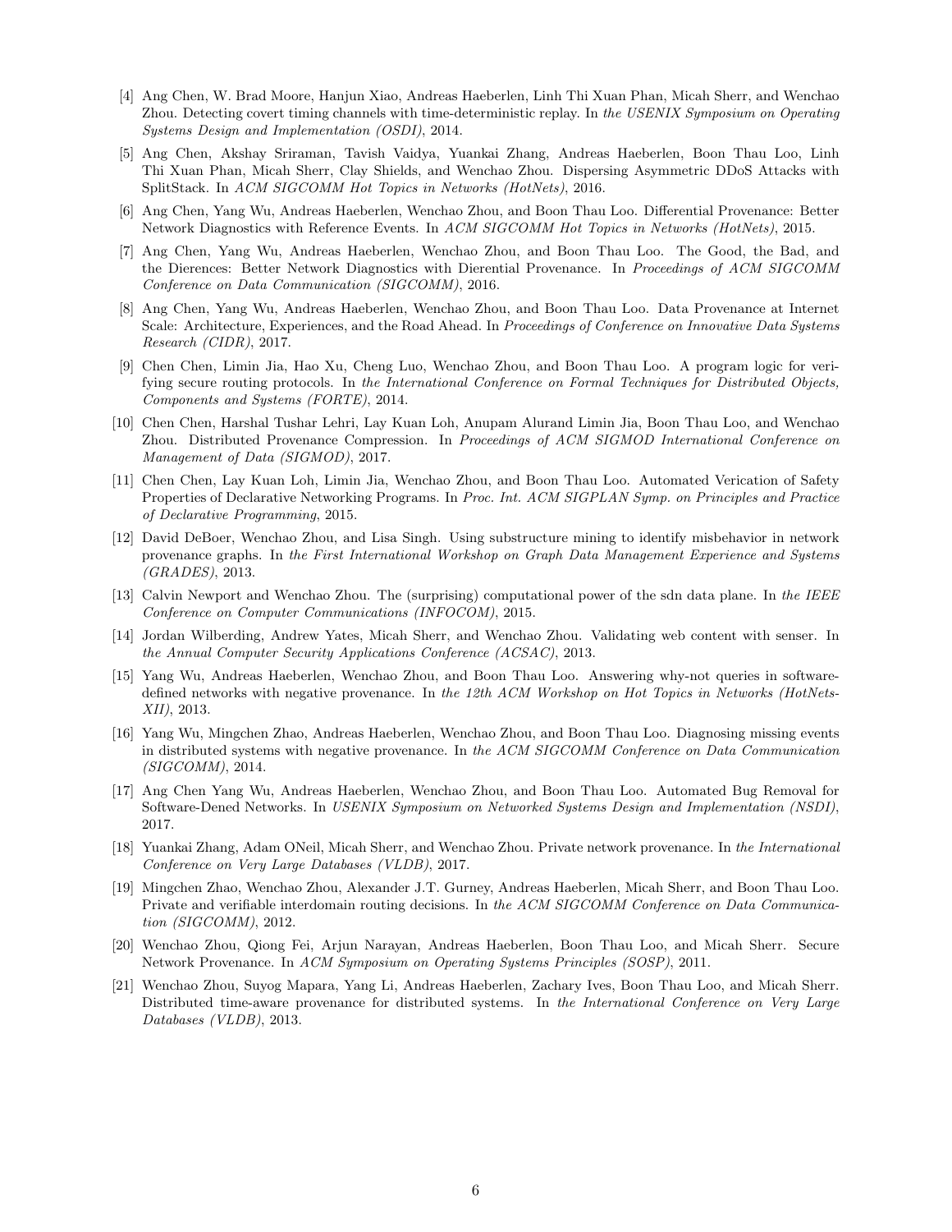[4] Ang Chen, W. Brad Moore, Hanjun Xiao, Andreas Haeberlen, Linh Thi Xuan Phan, Micah Sherr, and Wenchao Zhou. Detecting covert timing channels with time-deterministic replay. In *the USENIX Symposium on Operating Systems Design and Implementation (OSDI)*, 2014.

[5] Ang Chen, Akshay Sriraman, Tavish Vaidya, Yuankai Zhang, Andreas Haeberlen, Boon Thau Loo, Linh Thi Xuan Phan, Micah Sherr, Clay Shields, and Wenchao Zhou. Dispersing Asymmetric DDoS Attacks with SplitStack. In *ACM SIGCOMM Hot Topics in Networks (HotNets)*, 2016.

[6] Ang Chen, Yang Wu, Andreas Haeberlen, Wenchao Zhou, and Boon Thau Loo. Differential Provenance: Better Network Diagnostics with Reference Events. In *ACM SIGCOMM Hot Topics in Networks (HotNets)*, 2015.

[7] Ang Chen, Yang Wu, Andreas Haeberlen, Wenchao Zhou, and Boon Thau Loo. The Good, the Bad, and the Dierences: Better Network Diagnostics with Dierential Provenance. In *Proceedings of ACM SIGCOMM Conference on Data Communication (SIGCOMM)*, 2016.

[8] Ang Chen, Yang Wu, Andreas Haeberlen, Wenchao Zhou, and Boon Thau Loo. Data Provenance at Internet Scale: Architecture, Experiences, and the Road Ahead. In *Proceedings of Conference on Innovative Data Systems Research (CIDR)*, 2017.

[9] Chen Chen, Limin Jia, Hao Xu, Cheng Luo, Wenchao Zhou, and Boon Thau Loo. A program logic for verifying secure routing protocols. In *the International Conference on Formal Techniques for Distributed Objects, Components and Systems (FORTE)*, 2014.

[10] Chen Chen, Harshal Tushar Lehri, Lay Kuan Loh, Anupam Alurand Limin Jia, Boon Thau Loo, and Wenchao Zhou. Distributed Provenance Compression. In *Proceedings of ACM SIGMOD International Conference on Management of Data (SIGMOD)*, 2017.

[11] Chen Chen, Lay Kuan Loh, Limin Jia, Wenchao Zhou, and Boon Thau Loo. Automated Verication of Safety Properties of Declarative Networking Programs. In *Proc. Int. ACM SIGPLAN Symp. on Principles and Practice of Declarative Programming*, 2015.

[12] David DeBoer, Wenchao Zhou, and Lisa Singh. Using substructure mining to identify misbehavior in network provenance graphs. In *the First International Workshop on Graph Data Management Experience and Systems (GRADES)*, 2013.

[13] Calvin Newport and Wenchao Zhou. The (surprising) computational power of the sdn data plane. In *the IEEE Conference on Computer Communications (INFOCOM)*, 2015.

[14] Jordan Wilberding, Andrew Yates, Micah Sherr, and Wenchao Zhou. Validating web content with senser. In *the Annual Computer Security Applications Conference (ACSAC)*, 2013.

[15] Yang Wu, Andreas Haeberlen, Wenchao Zhou, and Boon Thau Loo. Answering why-not queries in software-defined networks with negative provenance. In *the 12th ACM Workshop on Hot Topics in Networks (HotNets-XII)*, 2013.

[16] Yang Wu, Mingchen Zhao, Andreas Haeberlen, Wenchao Zhou, and Boon Thau Loo. Diagnosing missing events in distributed systems with negative provenance. In *the ACM SIGCOMM Conference on Data Communication (SIGCOMM)*, 2014.

[17] Ang Chen Yang Wu, Andreas Haeberlen, Wenchao Zhou, and Boon Thau Loo. Automated Bug Removal for Software-Dened Networks. In *USENIX Symposium on Networked Systems Design and Implementation (NSDI)*, 2017.

[18] Yuankai Zhang, Adam ONeil, Micah Sherr, and Wenchao Zhou. Private network provenance. In *the International Conference on Very Large Databases (VLDB)*, 2017.

[19] Mingchen Zhao, Wenchao Zhou, Alexander J.T. Gurney, Andreas Haeberlen, Micah Sherr, and Boon Thau Loo. Private and verifiable interdomain routing decisions. In *the ACM SIGCOMM Conference on Data Communication (SIGCOMM)*, 2012.

[20] Wenchao Zhou, Qiong Fei, Arjun Narayan, Andreas Haeberlen, Boon Thau Loo, and Micah Sherr. Secure Network Provenance. In *ACM Symposium on Operating Systems Principles (SOSP)*, 2011.

[21] Wenchao Zhou, Suyog Mapara, Yang Li, Andreas Haeberlen, Zachary Ives, Boon Thau Loo, and Micah Sherr. Distributed time-aware provenance for distributed systems. In *the International Conference on Very Large Databases (VLDB)*, 2013.